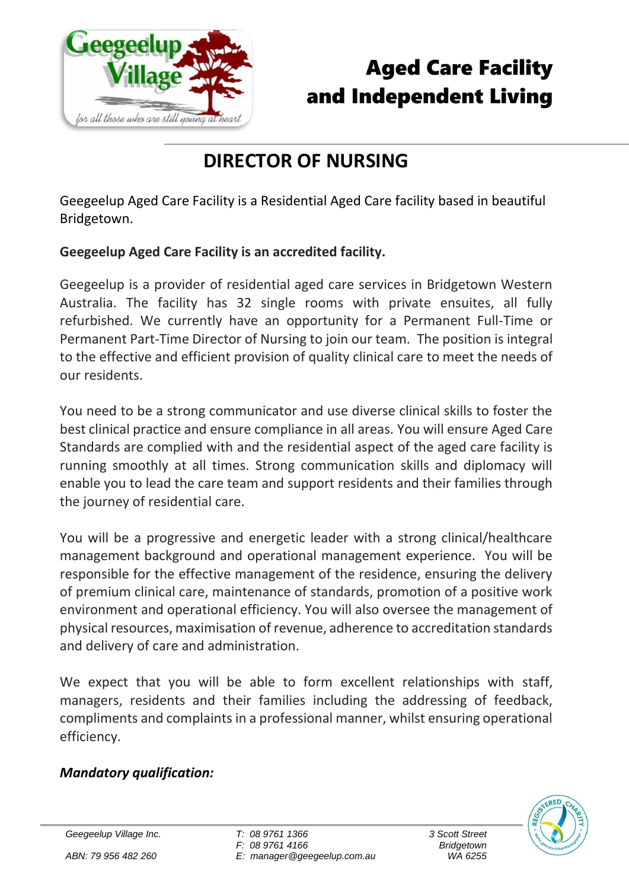# Aged Care Facility and Independent Living

## DIRECTOR OF NURSING

Geegeelup Aged Care Facility is a Residential Aged Care facility based in beautiful Bridgetown.

**Geegeelup Aged Care Facility is an accredited facility.**

Geegeelup is a provider of residential aged care services in Bridgetown Western Australia. The facility has 32 single rooms with private ensuites, all fully refurbished. We currently have an opportunity for a Permanent Full-Time or Permanent Part-Time Director of Nursing to join our team. The position is integral to the effective and efficient provision of quality clinical care to meet the needs of our residents.

You need to be a strong communicator and use diverse clinical skills to foster the best clinical practice and ensure compliance in all areas. You will ensure Aged Care Standards are complied with and the residential aspect of the aged care facility is running smoothly at all times. Strong communication skills and diplomacy will enable you to lead the care team and support residents and their families through the journey of residential care.

You will be a progressive and energetic leader with a strong clinical/healthcare management background and operational management experience. You will be responsible for the effective management of the residence, ensuring the delivery of premium clinical care, maintenance of standards, promotion of a positive work environment and operational efficiency. You will also oversee the management of physical resources, maximisation of revenue, adherence to accreditation standards and delivery of care and administration.

We expect that you will be able to form excellent relationships with staff, managers, residents and their families including the addressing of feedback, compliments and complaints in a professional manner, whilst ensuring operational efficiency.

***Mandatory qualification:***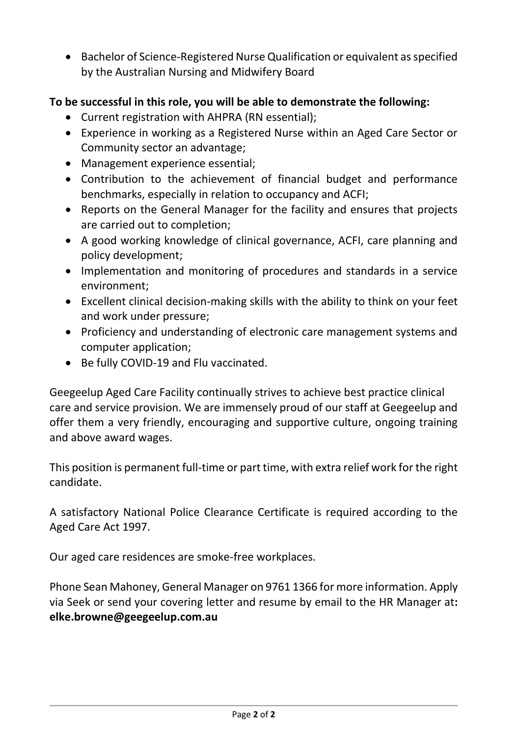- Bachelor of Science-Registered Nurse Qualification or equivalent as specified by the Australian Nursing and Midwifery Board

**To be successful in this role, you will be able to demonstrate the following:**

- Current registration with AHPRA (RN essential);
- Experience in working as a Registered Nurse within an Aged Care Sector or Community sector an advantage;
- Management experience essential;
- Contribution to the achievement of financial budget and performance benchmarks, especially in relation to occupancy and ACFI;
- Reports on the General Manager for the facility and ensures that projects are carried out to completion;
- A good working knowledge of clinical governance, ACFI, care planning and policy development;
- Implementation and monitoring of procedures and standards in a service environment;
- Excellent clinical decision-making skills with the ability to think on your feet and work under pressure;
- Proficiency and understanding of electronic care management systems and computer application;
- Be fully COVID-19 and Flu vaccinated.

Geegeelup Aged Care Facility continually strives to achieve best practice clinical care and service provision. We are immensely proud of our staff at Geegeelup and offer them a very friendly, encouraging and supportive culture, ongoing training and above award wages.

This position is permanent full-time or part time, with extra relief work for the right candidate.

A satisfactory National Police Clearance Certificate is required according to the Aged Care Act 1997.

Our aged care residences are smoke-free workplaces.

Phone Sean Mahoney, General Manager on 9761 1366 for more information. Apply via Seek or send your covering letter and resume by email to the HR Manager at**:** **elke.browne@geegeelup.com.au**